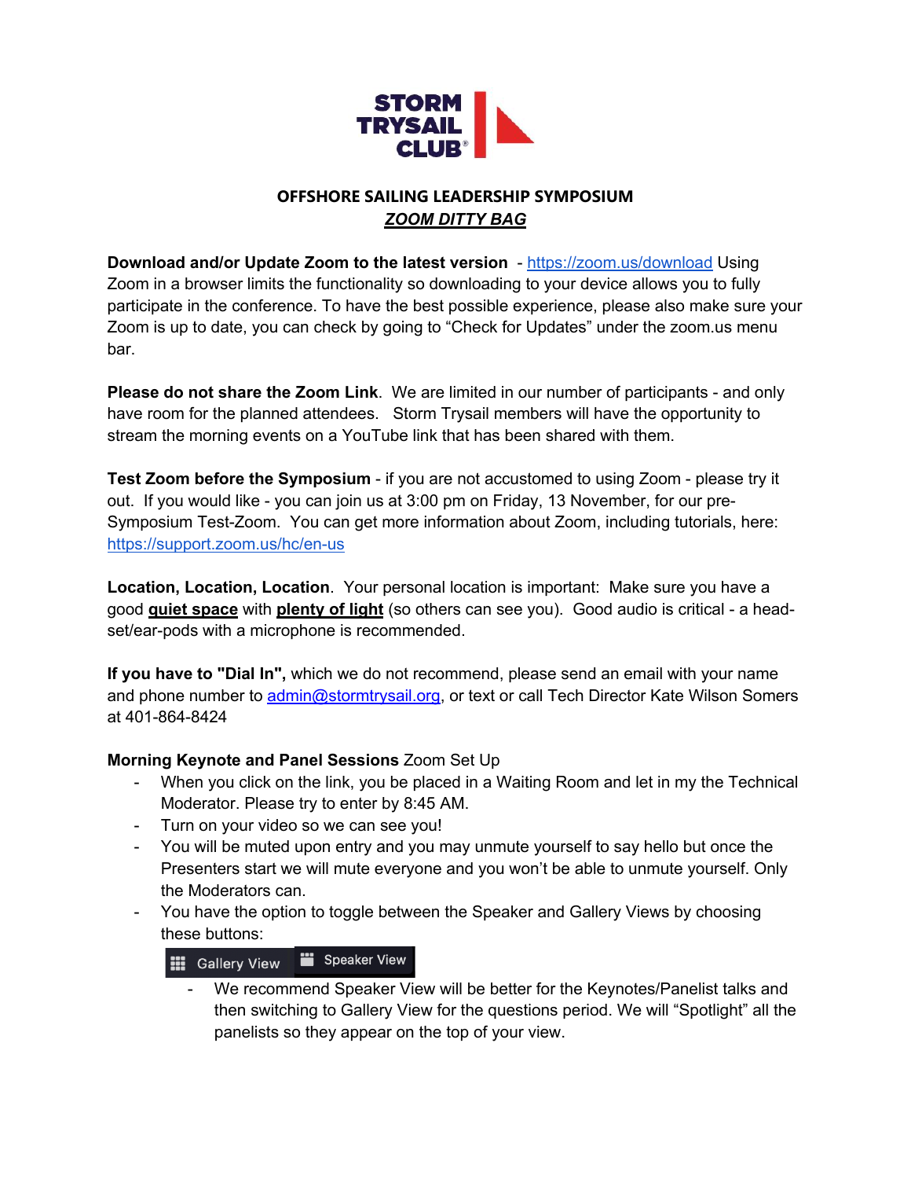STORM TRYSAIL CLUB®

## OFFSHORE SAILING LEADERSHIP SYMPOSIUM

### ***ZOOM DITTY BAG***

**Download and/or Update Zoom to the latest version** - https://zoom.us/download Using Zoom in a browser limits the functionality so downloading to your device allows you to fully participate in the conference. To have the best possible experience, please also make sure your Zoom is up to date, you can check by going to "Check for Updates" under the zoom.us menu bar.

**Please do not share the Zoom Link**. We are limited in our number of participants - and only have room for the planned attendees. Storm Trysail members will have the opportunity to stream the morning events on a YouTube link that has been shared with them.

**Test Zoom before the Symposium** - if you are not accustomed to using Zoom - please try it out. If you would like - you can join us at 3:00 pm on Friday, 13 November, for our pre-Symposium Test-Zoom. You can get more information about Zoom, including tutorials, here: https://support.zoom.us/hc/en-us

**Location, Location, Location**. Your personal location is important: Make sure you have a good **quiet space** with **plenty of light** (so others can see you). Good audio is critical - a head-set/ear-pods with a microphone is recommended.

**If you have to "Dial In",** which we do not recommend, please send an email with your name and phone number to admin@stormtrysail.org, or text or call Tech Director Kate Wilson Somers at 401-864-8424

**Morning Keynote and Panel Sessions** Zoom Set Up

- When you click on the link, you be placed in a Waiting Room and let in my the Technical Moderator. Please try to enter by 8:45 AM.
- Turn on your video so we can see you!
- You will be muted upon entry and you may unmute yourself to say hello but once the Presenters start we will mute everyone and you won't be able to unmute yourself. Only the Moderators can.
- You have the option to toggle between the Speaker and Gallery Views by choosing these buttons:

  Gallery View | Speaker View

  - We recommend Speaker View will be better for the Keynotes/Panelist talks and then switching to Gallery View for the questions period. We will "Spotlight" all the panelists so they appear on the top of your view.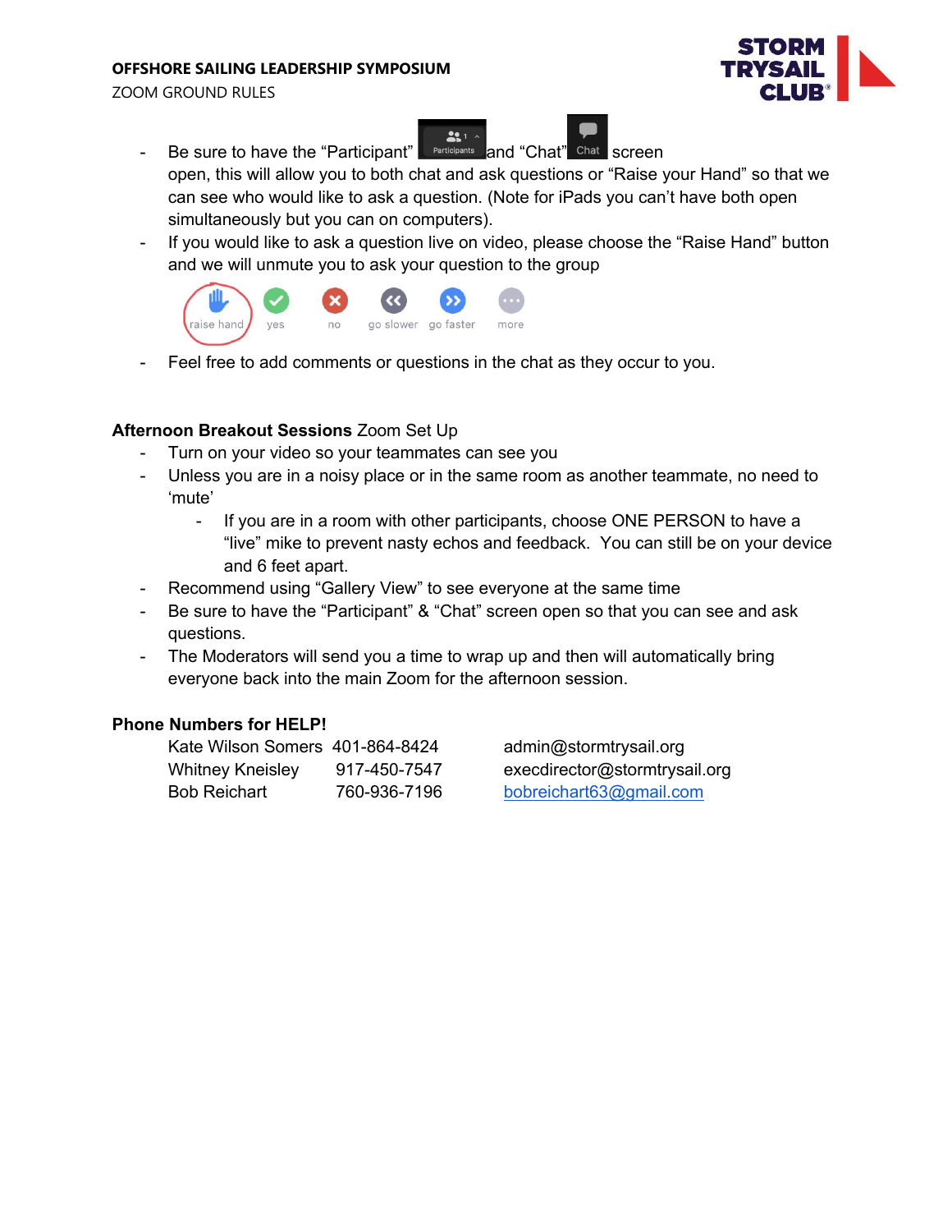**OFFSHORE SAILING LEADERSHIP SYMPOSIUM**

ZOOM GROUND RULES

- Be sure to have the "Participant" and "Chat" screen open, this will allow you to both chat and ask questions or "Raise your Hand" so that we can see who would like to ask a question. (Note for iPads you can't have both open simultaneously but you can on computers).
- If you would like to ask a question live on video, please choose the "Raise Hand" button and we will unmute you to ask your question to the group

raise hand yes no go slower go faster more

- Feel free to add comments or questions in the chat as they occur to you.

**Afternoon Breakout Sessions** Zoom Set Up

- Turn on your video so your teammates can see you
- Unless you are in a noisy place or in the same room as another teammate, no need to 'mute'
  - If you are in a room with other participants, choose ONE PERSON to have a "live" mike to prevent nasty echos and feedback. You can still be on your device and 6 feet apart.
- Recommend using "Gallery View" to see everyone at the same time
- Be sure to have the "Participant" & "Chat" screen open so that you can see and ask questions.
- The Moderators will send you a time to wrap up and then will automatically bring everyone back into the main Zoom for the afternoon session.

**Phone Numbers for HELP!**

| | | |
|---|---|---|
| Kate Wilson Somers | 401-864-8424 | admin@stormtrysail.org |
| Whitney Kneisley | 917-450-7547 | execdirector@stormtrysail.org |
| Bob Reichart | 760-936-7196 | bobreichart63@gmail.com |